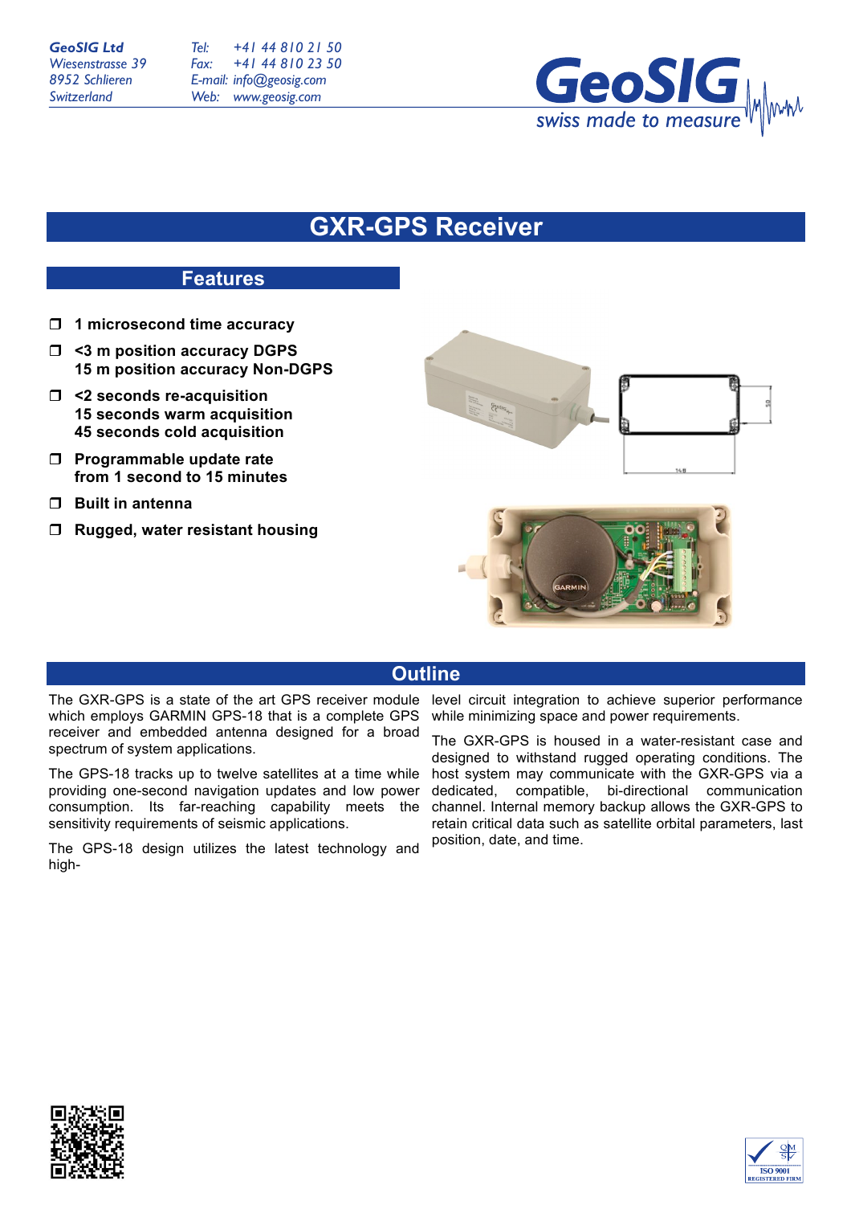GeoSIG Ltd
Wiesenstrasse 39
8952 Schlieren
Switzerland

Tel: +41 44 810 21 50
Fax: +41 44 810 23 50
E-mail: info@geosig.com
Web: www.geosig.com

# GXR-GPS Receiver

## Features

- **1 microsecond time accuracy**
- **<3 m position accuracy DGPS**
  **15 m position accuracy Non-DGPS**
- **<2 seconds re-acquisition**
  **15 seconds warm acquisition**
  **45 seconds cold acquisition**
- **Programmable update rate from 1 second to 15 minutes**
- **Built in antenna**
- **Rugged, water resistant housing**

## Outline

The GXR-GPS is a state of the art GPS receiver module which employs GARMIN GPS-18 that is a complete GPS receiver and embedded antenna designed for a broad spectrum of system applications.

The GPS-18 tracks up to twelve satellites at a time while providing one-second navigation updates and low power consumption. Its far-reaching capability meets the sensitivity requirements of seismic applications.

The GPS-18 design utilizes the latest technology and high-level circuit integration to achieve superior performance while minimizing space and power requirements.

The GXR-GPS is housed in a water-resistant case and designed to withstand rugged operating conditions. The host system may communicate with the GXR-GPS via a dedicated, compatible, bi-directional communication channel. Internal memory backup allows the GXR-GPS to retain critical data such as satellite orbital parameters, last position, date, and time.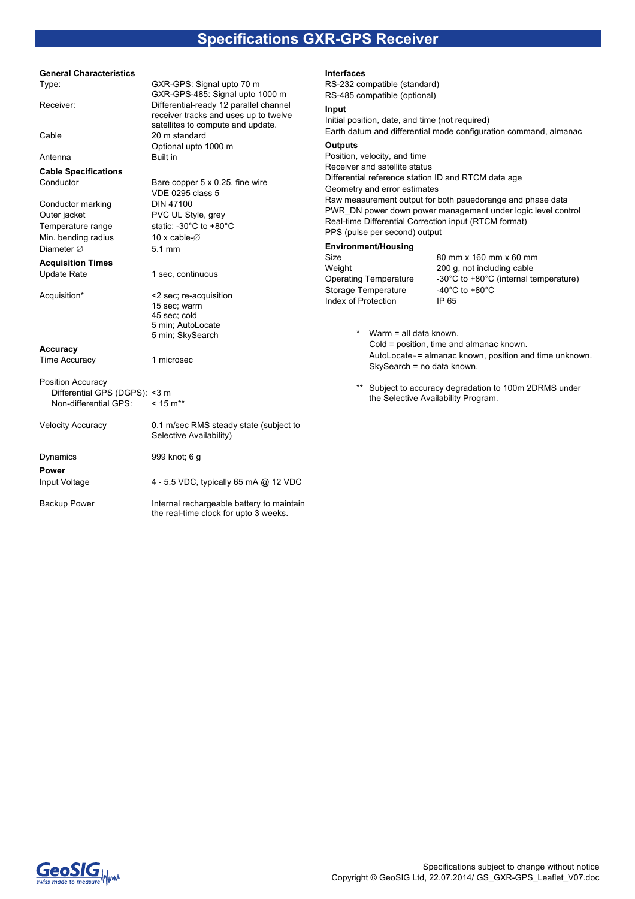# Specifications GXR-GPS Receiver

### General Characteristics

| | |
|---|---|
| Type: | GXR-GPS: Signal upto 70 m<br>GXR-GPS-485: Signal upto 1000 m |
| Receiver: | Differential-ready 12 parallel channel receiver tracks and uses up to twelve satellites to compute and update. |
| Cable | 20 m standard<br>Optional upto 1000 m |
| Antenna | Built in |

### Cable Specifications

| | |
|---|---|
| Conductor | Bare copper 5 x 0.25, fine wire<br>VDE 0295 class 5 |
| Conductor marking | DIN 47100 |
| Outer jacket | PVC UL Style, grey |
| Temperature range | static: -30°C to +80°C |
| Min. bending radius | 10 x cable-∅ |
| Diameter ∅ | 5.1 mm |

### Acquisition Times

| | |
|---|---|
| Update Rate | 1 sec, continuous |
| Acquisition* | <2 sec; re-acquisition<br>15 sec; warm<br>45 sec; cold<br>5 min; AutoLocate<br>5 min; SkySearch |

### Accuracy

| | |
|---|---|
| Time Accuracy | 1 microsec |
| Position Accuracy | |
| Differential GPS (DGPS): | <3 m |
| Non-differential GPS: | < 15 m** |
| Velocity Accuracy | 0.1 m/sec RMS steady state (subject to Selective Availability) |
| Dynamics | 999 knot; 6 g |

### Power

| | |
|---|---|
| Input Voltage | 4 - 5.5 VDC, typically 65 mA @ 12 VDC |
| Backup Power | Internal rechargeable battery to maintain the real-time clock for upto 3 weeks. |

### Interfaces

RS-232 compatible (standard)
RS-485 compatible (optional)

### Input

Initial position, date, and time (not required)
Earth datum and differential mode configuration command, almanac

### Outputs

Position, velocity, and time
Receiver and satellite status
Differential reference station ID and RTCM data age
Geometry and error estimates
Raw measurement output for both psuedorange and phase data
PWR_DN power down power management under logic level control
Real-time Differential Correction input (RTCM format)
PPS (pulse per second) output

### Environment/Housing

| | |
|---|---|
| Size | 80 mm x 160 mm x 60 mm |
| Weight | 200 g, not including cable |
| Operating Temperature | -30°C to +80°C (internal temperature) |
| Storage Temperature | -40°C to +80°C |
| Index of Protection | IP 65 |

\* Warm = all data known.
Cold = position, time and almanac known.
AutoLocate™ = almanac known, position and time unknown.
SkySearch = no data known.

** Subject to accuracy degradation to 100m 2DRMS under the Selective Availability Program.

Specifications subject to change without notice
Copyright © GeoSIG Ltd, 22.07.2014/ GS_GXR-GPS_Leaflet_V07.doc